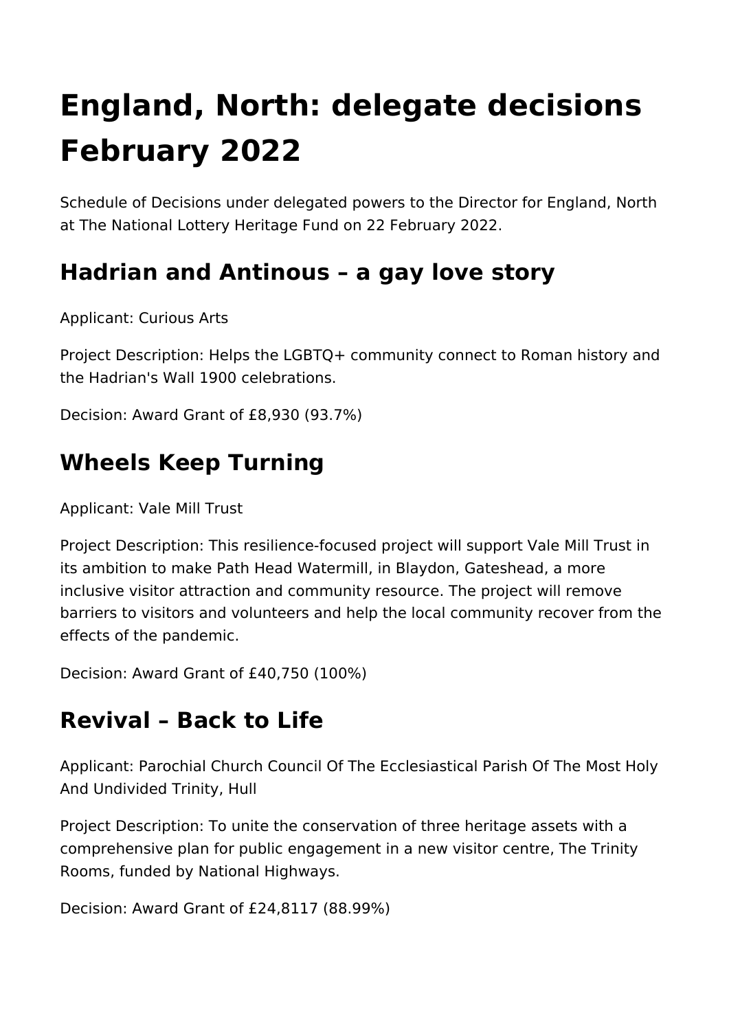# England, North: delegate decisions February 2022

Schedule of Decisions under delegated powers to the Director for England, North at The National Lottery Heritage Fund on 22 February 2022.

## Hadrian and Antinous – a gay love story

Applicant: Curious Arts

Project Description: Helps the LGBTQ+ community connect to Roman history and the Hadrian's Wall 1900 celebrations.

Decision: Award Grant of £8,930 (93.7%)

## Wheels Keep Turning

Applicant: Vale Mill Trust

Project Description: This resilience-focused project will support Vale Mill Trust in its ambition to make Path Head Watermill, in Blaydon, Gateshead, a more inclusive visitor attraction and community resource. The project will remove barriers to visitors and volunteers and help the local community recover from the effects of the pandemic.

Decision: Award Grant of £40,750 (100%)

## Revival – Back to Life

Applicant: Parochial Church Council Of The Ecclesiastical Parish Of The Most Holy And Undivided Trinity, Hull

Project Description: To unite the conservation of three heritage assets with a comprehensive plan for public engagement in a new visitor centre, The Trinity Rooms, funded by National Highways.

Decision: Award Grant of £24,8117 (88.99%)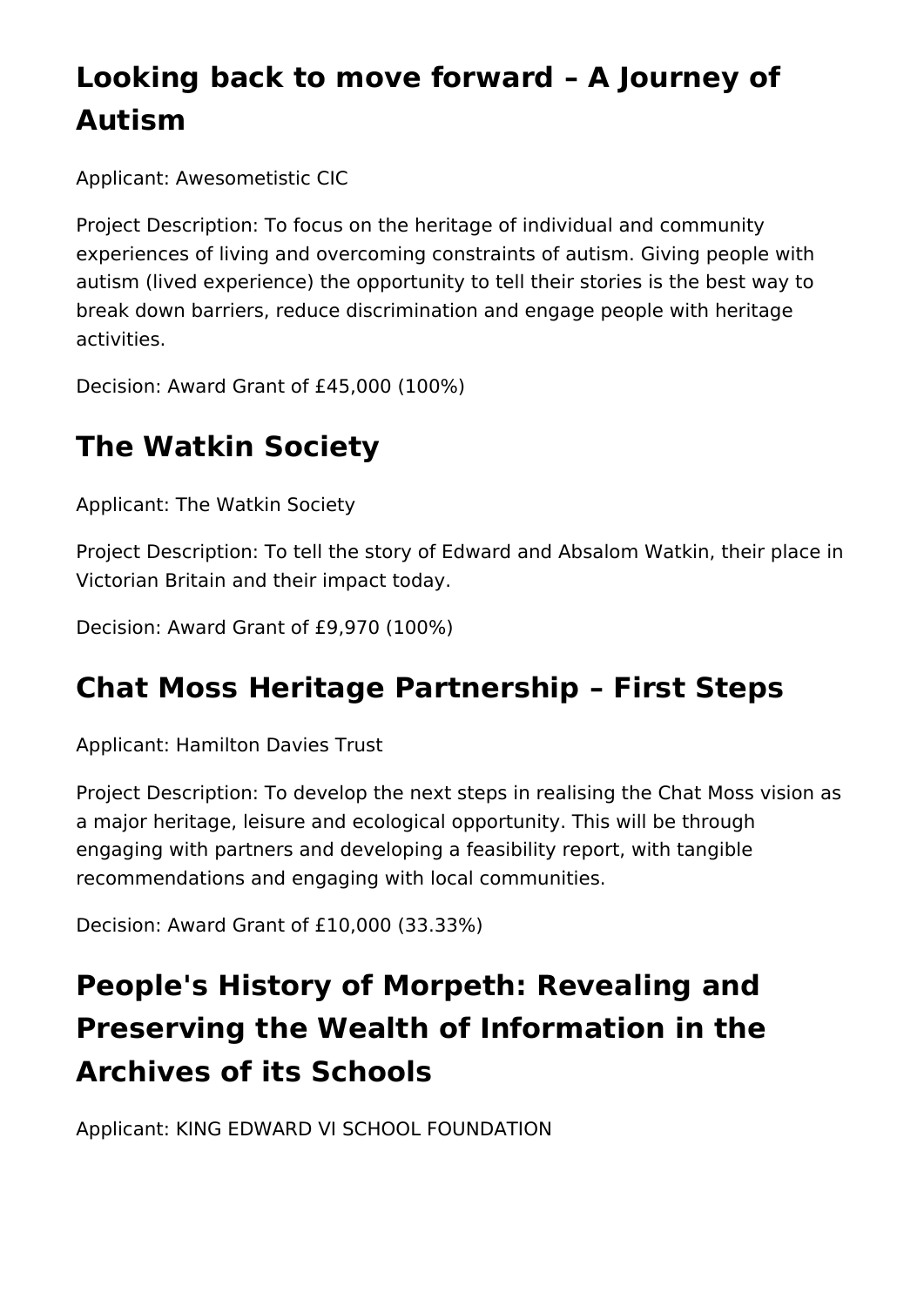## Looking back to move forward – A Journey of Autism

Applicant: Awesometistic CIC

Project Description: To focus on the heritage of individual and community experiences of living and overcoming constraints of autism. Giving people with autism (lived experience) the opportunity to tell their stories is the best way to break down barriers, reduce discrimination and engage people with heritage activities.

Decision: Award Grant of £45,000 (100%)

## The Watkin Society

Applicant: The Watkin Society

Project Description: To tell the story of Edward and Absalom Watkin, their place in Victorian Britain and their impact today.

Decision: Award Grant of £9,970 (100%)

## Chat Moss Heritage Partnership – First Steps

Applicant: Hamilton Davies Trust

Project Description: To develop the next steps in realising the Chat Moss vision as a major heritage, leisure and ecological opportunity. This will be through engaging with partners and developing a feasibility report, with tangible recommendations and engaging with local communities.

Decision: Award Grant of £10,000 (33.33%)

## People's History of Morpeth: Revealing and Preserving the Wealth of Information in the Archives of its Schools

Applicant: KING EDWARD VI SCHOOL FOUNDATION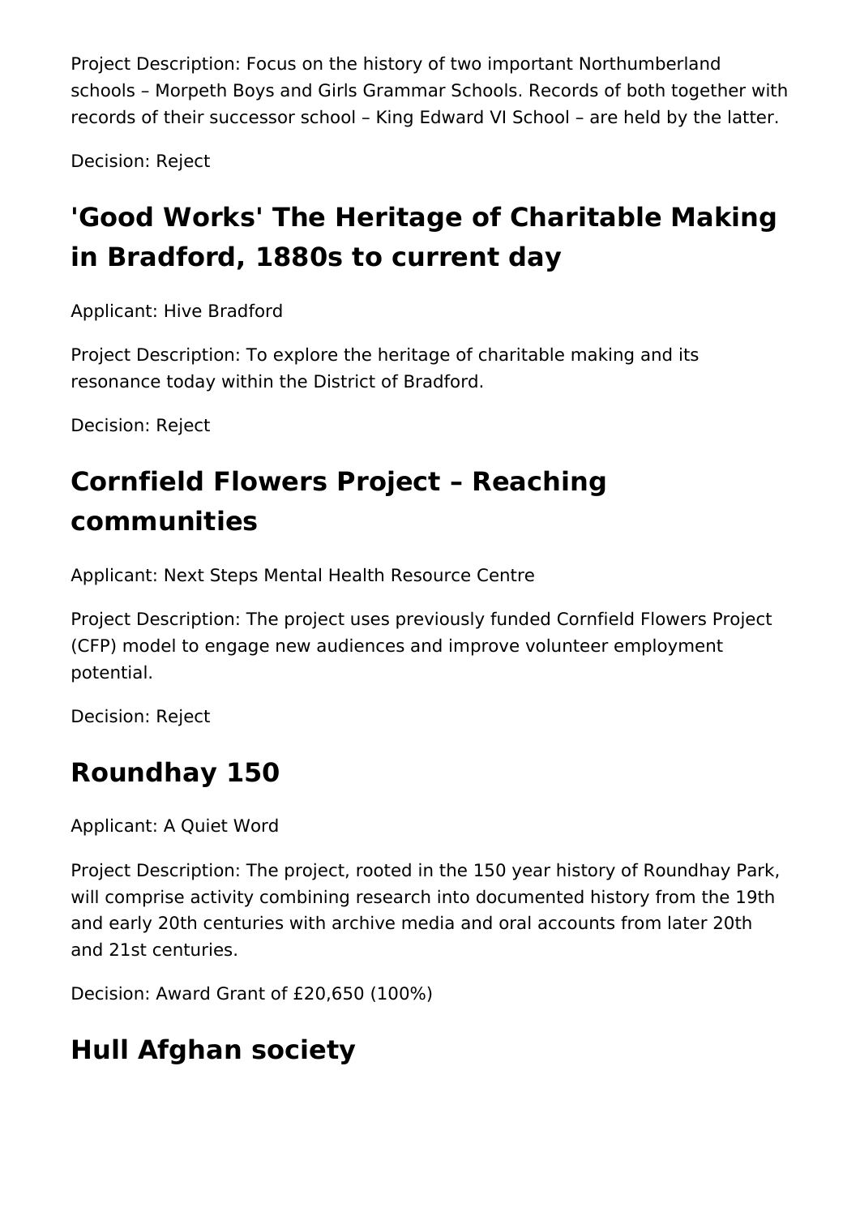Project Description: Focus on the history of two important Northumberland schools – Morpeth Boys and Girls Grammar Schools. Records of both together with records of their successor school – King Edward VI School – are held by the latter.

Decision: Reject

## 'Good Works' The Heritage of Charitable Making in Bradford, 1880s to current day

Applicant: Hive Bradford

Project Description: To explore the heritage of charitable making and its resonance today within the District of Bradford.

Decision: Reject

## Cornfield Flowers Project – Reaching communities

Applicant: Next Steps Mental Health Resource Centre

Project Description: The project uses previously funded Cornfield Flowers Project (CFP) model to engage new audiences and improve volunteer employment potential.

Decision: Reject

## Roundhay 150

Applicant: A Quiet Word

Project Description: The project, rooted in the 150 year history of Roundhay Park, will comprise activity combining research into documented history from the 19th and early 20th centuries with archive media and oral accounts from later 20th and 21st centuries.

Decision: Award Grant of £20,650 (100%)

## Hull Afghan society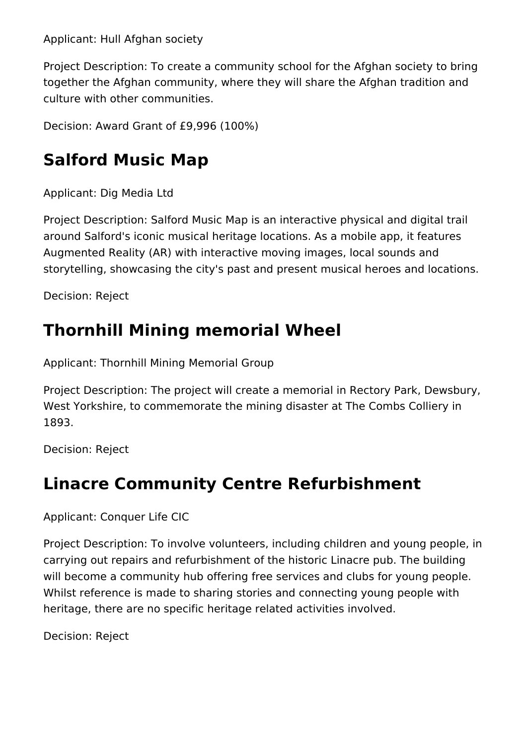Applicant: Hull Afghan society

Project Description: To create a community school for the Afghan society to bring together the Afghan community, where they will share the Afghan tradition and culture with other communities.

Decision: Award Grant of £9,996 (100%)

## Salford Music Map

Applicant: Dig Media Ltd

Project Description: Salford Music Map is an interactive physical and digital trail around Salford's iconic musical heritage locations. As a mobile app, it features Augmented Reality (AR) with interactive moving images, local sounds and storytelling, showcasing the city's past and present musical heroes and locations.

Decision: Reject

## Thornhill Mining memorial Wheel

Applicant: Thornhill Mining Memorial Group

Project Description: The project will create a memorial in Rectory Park, Dewsbury, West Yorkshire, to commemorate the mining disaster at The Combs Colliery in 1893.

Decision: Reject

## Linacre Community Centre Refurbishment

Applicant: Conquer Life CIC

Project Description: To involve volunteers, including children and young people, in carrying out repairs and refurbishment of the historic Linacre pub. The building will become a community hub offering free services and clubs for young people. Whilst reference is made to sharing stories and connecting young people with heritage, there are no specific heritage related activities involved.

Decision: Reject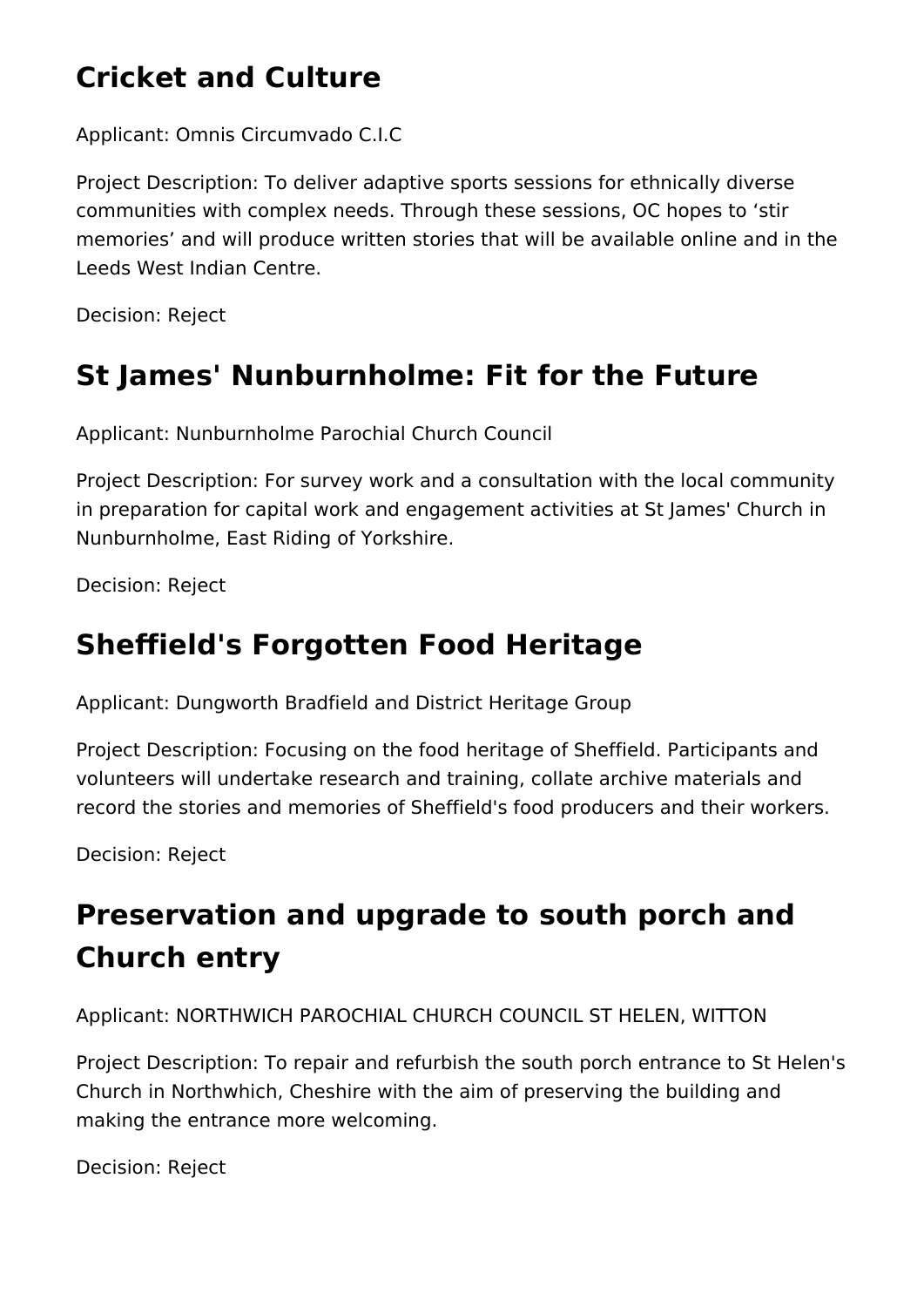## Cricket and Culture

Applicant: Omnis Circumvado C.I.C

Project Description: To deliver adaptive sports sessions for ethnically diverse communities with complex needs. Through these sessions, OC hopes to ‘stir memories’ and will produce written stories that will be available online and in the Leeds West Indian Centre.

Decision: Reject

## St James' Nunburnholme: Fit for the Future

Applicant: Nunburnholme Parochial Church Council

Project Description: For survey work and a consultation with the local community in preparation for capital work and engagement activities at St James' Church in Nunburnholme, East Riding of Yorkshire.

Decision: Reject

## Sheffield's Forgotten Food Heritage

Applicant: Dungworth Bradfield and District Heritage Group

Project Description: Focusing on the food heritage of Sheffield. Participants and volunteers will undertake research and training, collate archive materials and record the stories and memories of Sheffield's food producers and their workers.

Decision: Reject

## Preservation and upgrade to south porch and Church entry

Applicant: NORTHWICH PAROCHIAL CHURCH COUNCIL ST HELEN, WITTON

Project Description: To repair and refurbish the south porch entrance to St Helen's Church in Northwich, Cheshire with the aim of preserving the building and making the entrance more welcoming.

Decision: Reject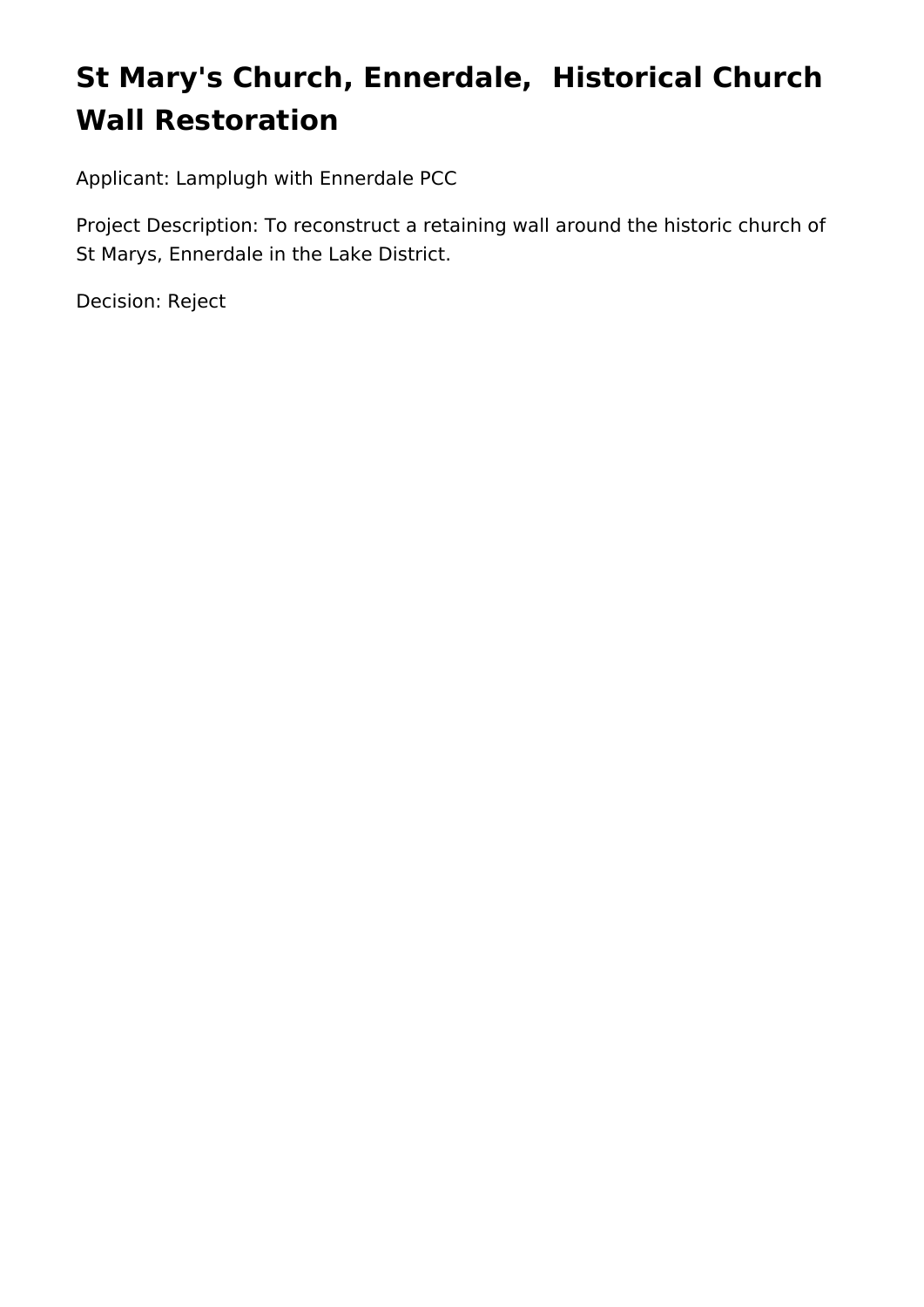# St Mary's Church, Ennerdale,  Historical Church Wall Restoration

Applicant: Lamplugh with Ennerdale PCC

Project Description: To reconstruct a retaining wall around the historic church of St Marys, Ennerdale in the Lake District.

Decision: Reject